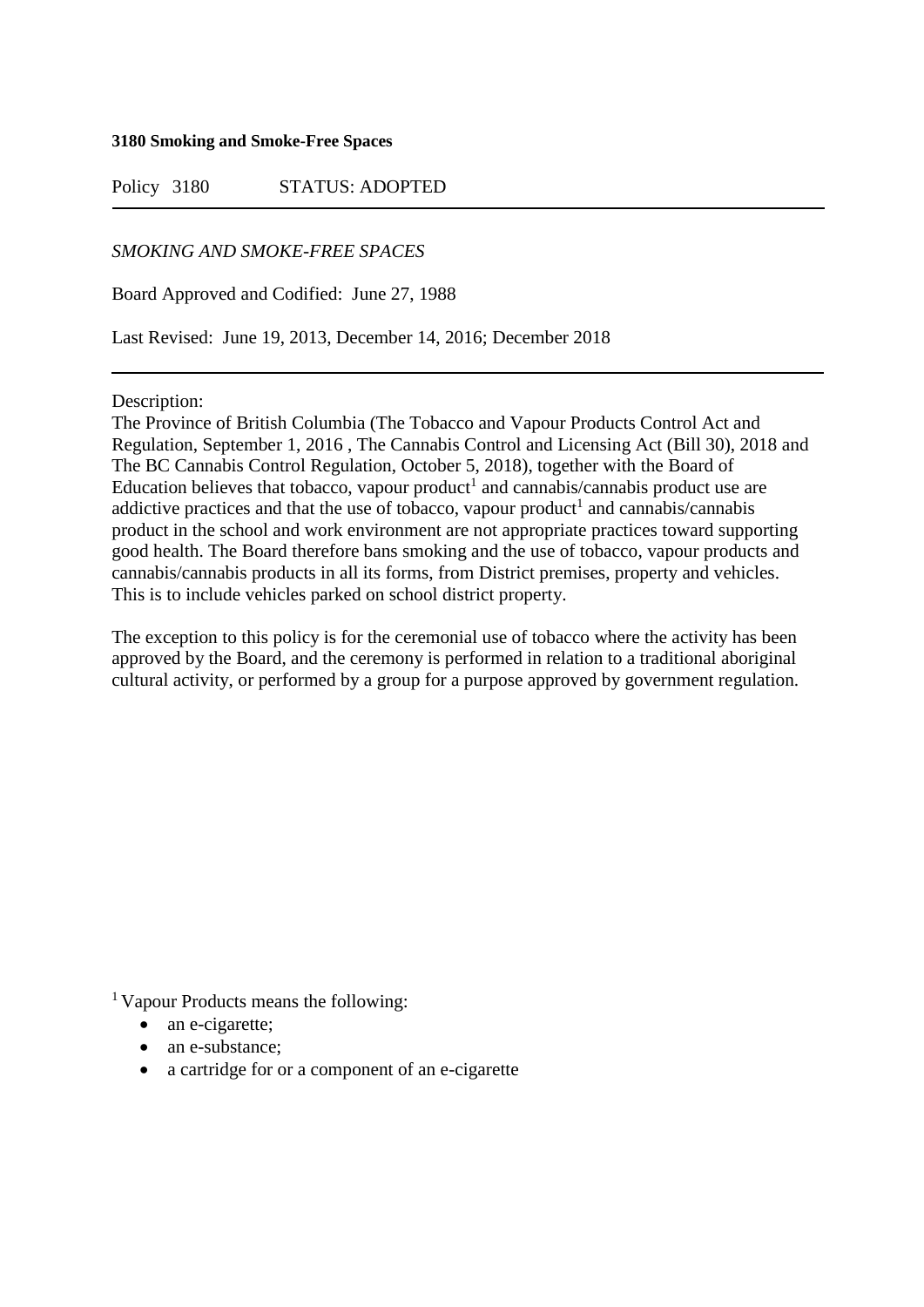**3180 Smoking and Smoke-Free Spaces**

Policy 3180 STATUS: ADOPTED

---

*SMOKING AND SMOKE-FREE SPACES*

Board Approved and Codified: June 27, 1988

Last Revised: June 19, 2013, December 14, 2016; December 2018

---

Description:
The Province of British Columbia (The Tobacco and Vapour Products Control Act and Regulation, September 1, 2016 , The Cannabis Control and Licensing Act (Bill 30), 2018 and The BC Cannabis Control Regulation, October 5, 2018), together with the Board of Education believes that tobacco, vapour product[1] and cannabis/cannabis product use are addictive practices and that the use of tobacco, vapour product[1] and cannabis/cannabis product in the school and work environment are not appropriate practices toward supporting good health. The Board therefore bans smoking and the use of tobacco, vapour products and cannabis/cannabis products in all its forms, from District premises, property and vehicles. This is to include vehicles parked on school district property.

The exception to this policy is for the ceremonial use of tobacco where the activity has been approved by the Board, and the ceremony is performed in relation to a traditional aboriginal cultural activity, or performed by a group for a purpose approved by government regulation.

[1] Vapour Products means the following:

- an e-cigarette;
- an e-substance;
- a cartridge for or a component of an e-cigarette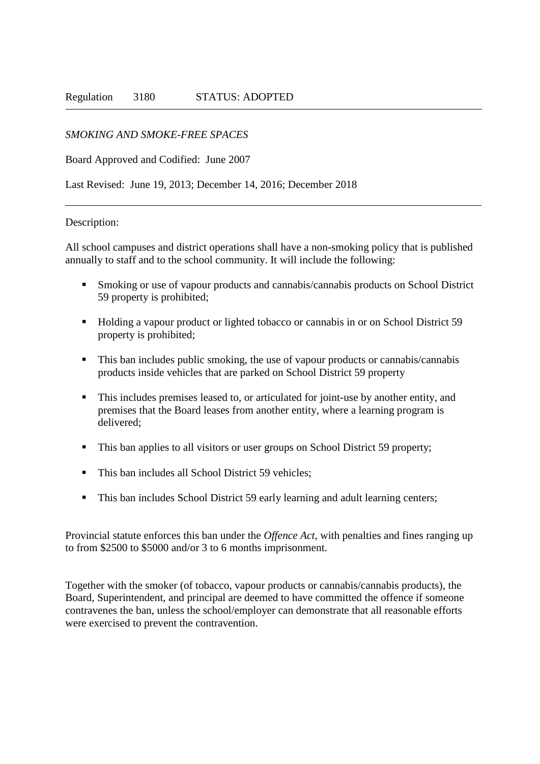Regulation 3180 STATUS: ADOPTED

---

*SMOKING AND SMOKE-FREE SPACES*

Board Approved and Codified: June 2007

Last Revised: June 19, 2013; December 14, 2016; December 2018

---

Description:

All school campuses and district operations shall have a non-smoking policy that is published annually to staff and to the school community. It will include the following:

- Smoking or use of vapour products and cannabis/cannabis products on School District 59 property is prohibited;
- Holding a vapour product or lighted tobacco or cannabis in or on School District 59 property is prohibited;
- This ban includes public smoking, the use of vapour products or cannabis/cannabis products inside vehicles that are parked on School District 59 property
- This includes premises leased to, or articulated for joint-use by another entity, and premises that the Board leases from another entity, where a learning program is delivered;
- This ban applies to all visitors or user groups on School District 59 property;
- This ban includes all School District 59 vehicles;
- This ban includes School District 59 early learning and adult learning centers;

Provincial statute enforces this ban under the *Offence Act*, with penalties and fines ranging up to from $2500 to $5000 and/or 3 to 6 months imprisonment.

Together with the smoker (of tobacco, vapour products or cannabis/cannabis products), the Board, Superintendent, and principal are deemed to have committed the offence if someone contravenes the ban, unless the school/employer can demonstrate that all reasonable efforts were exercised to prevent the contravention.